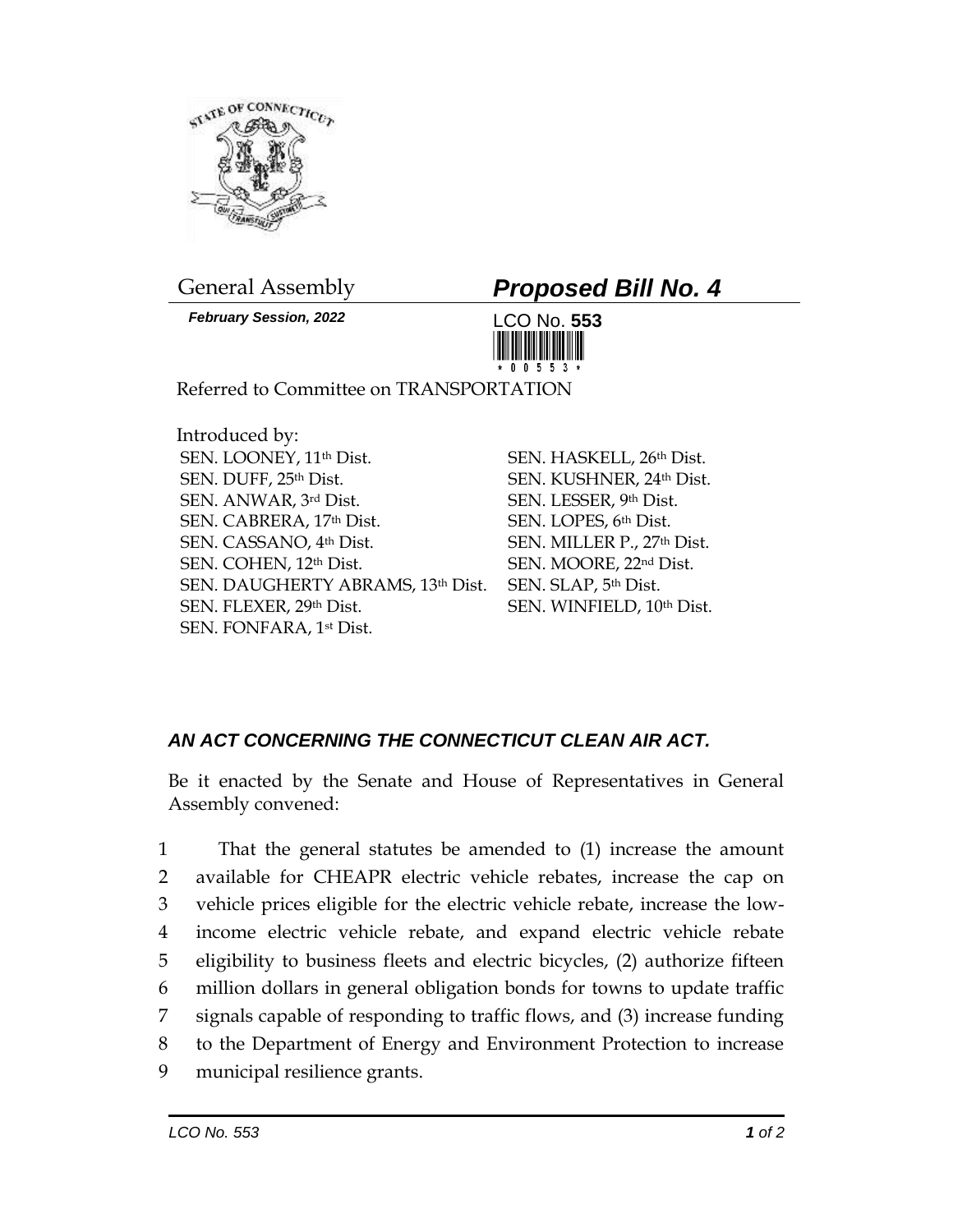General Assembly

# *Proposed Bill No. 4*

***February Session, 2022***

LCO No. **553**

Referred to Committee on TRANSPORTATION

Introduced by:

SEN. LOONEY, 11th Dist.
SEN. DUFF, 25th Dist.
SEN. ANWAR, 3rd Dist.
SEN. CABRERA, 17th Dist.
SEN. CASSANO, 4th Dist.
SEN. COHEN, 12th Dist.
SEN. DAUGHERTY ABRAMS, 13th Dist.
SEN. FLEXER, 29th Dist.
SEN. FONFARA, 1st Dist.
SEN. HASKELL, 26th Dist.
SEN. KUSHNER, 24th Dist.
SEN. LESSER, 9th Dist.
SEN. LOPES, 6th Dist.
SEN. MILLER P., 27th Dist.
SEN. MOORE, 22nd Dist.
SEN. SLAP, 5th Dist.
SEN. WINFIELD, 10th Dist.

## *AN ACT CONCERNING THE CONNECTICUT CLEAN AIR ACT.*

Be it enacted by the Senate and House of Representatives in General Assembly convened:

1 That the general statutes be amended to (1) increase the amount
2 available for CHEAPR electric vehicle rebates, increase the cap on
3 vehicle prices eligible for the electric vehicle rebate, increase the low-
4 income electric vehicle rebate, and expand electric vehicle rebate
5 eligibility to business fleets and electric bicycles, (2) authorize fifteen
6 million dollars in general obligation bonds for towns to update traffic
7 signals capable of responding to traffic flows, and (3) increase funding
8 to the Department of Energy and Environment Protection to increase
9 municipal resilience grants.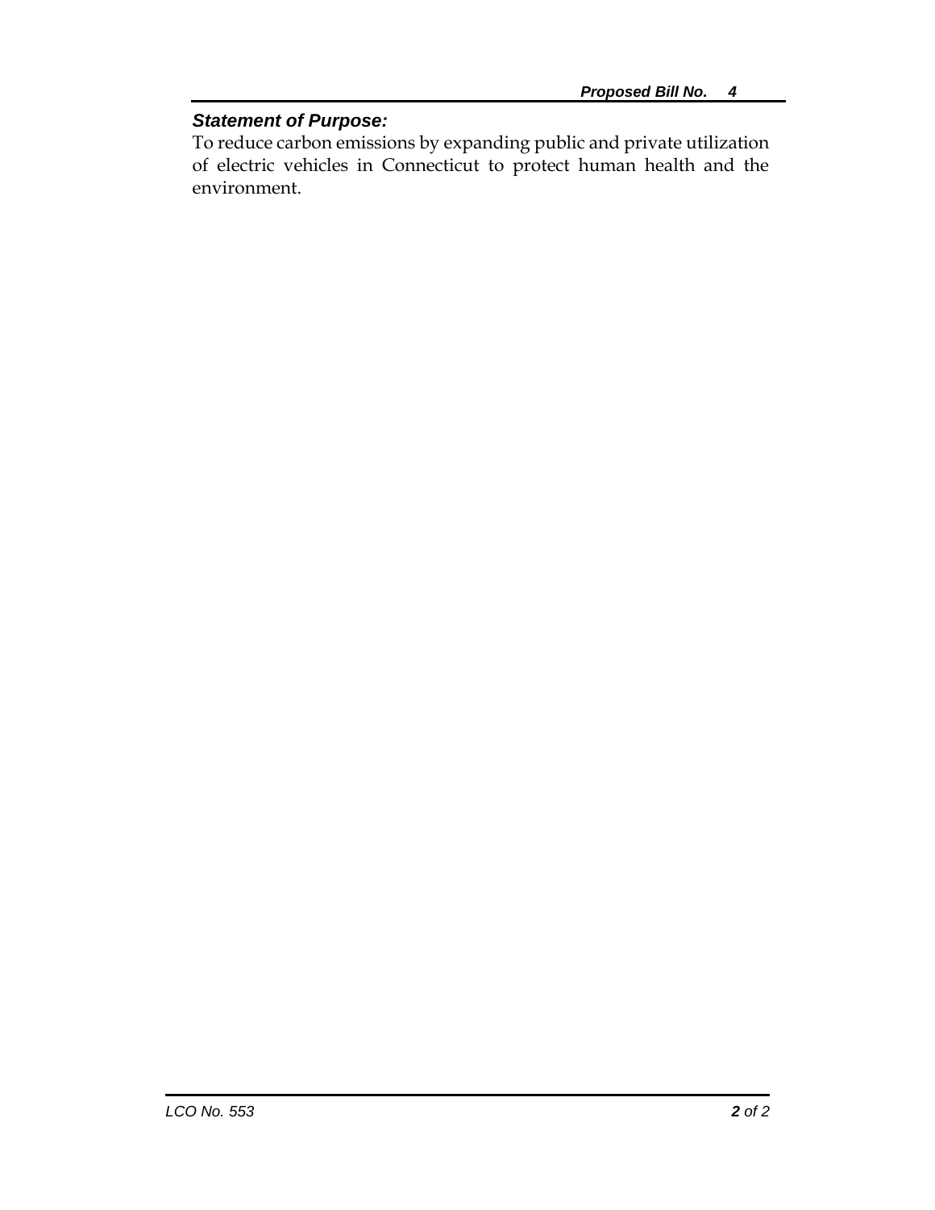***Statement of Purpose:***

To reduce carbon emissions by expanding public and private utilization of electric vehicles in Connecticut to protect human health and the environment.